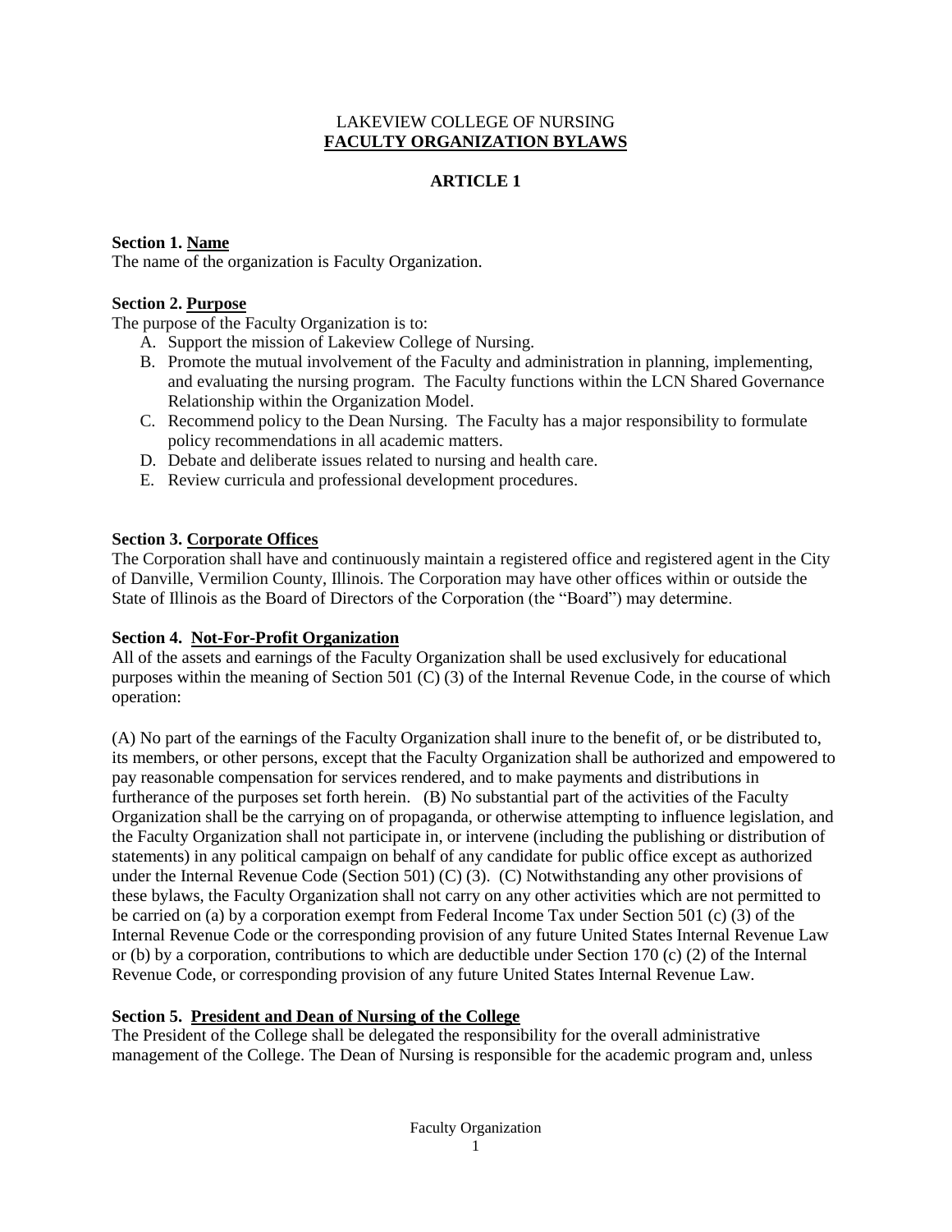LAKEVIEW COLLEGE OF NURSING

# FACULTY ORGANIZATION BYLAWS

## ARTICLE 1

**Section 1. Name**

The name of the organization is Faculty Organization.

**Section 2. Purpose**

The purpose of the Faculty Organization is to:

A. Support the mission of Lakeview College of Nursing.
B. Promote the mutual involvement of the Faculty and administration in planning, implementing, and evaluating the nursing program. The Faculty functions within the LCN Shared Governance Relationship within the Organization Model.
C. Recommend policy to the Dean Nursing. The Faculty has a major responsibility to formulate policy recommendations in all academic matters.
D. Debate and deliberate issues related to nursing and health care.
E. Review curricula and professional development procedures.

**Section 3. Corporate Offices**

The Corporation shall have and continuously maintain a registered office and registered agent in the City of Danville, Vermilion County, Illinois. The Corporation may have other offices within or outside the State of Illinois as the Board of Directors of the Corporation (the "Board") may determine.

**Section 4. Not-For-Profit Organization**

All of the assets and earnings of the Faculty Organization shall be used exclusively for educational purposes within the meaning of Section 501 (C) (3) of the Internal Revenue Code, in the course of which operation:

(A) No part of the earnings of the Faculty Organization shall inure to the benefit of, or be distributed to, its members, or other persons, except that the Faculty Organization shall be authorized and empowered to pay reasonable compensation for services rendered, and to make payments and distributions in furtherance of the purposes set forth herein. (B) No substantial part of the activities of the Faculty Organization shall be the carrying on of propaganda, or otherwise attempting to influence legislation, and the Faculty Organization shall not participate in, or intervene (including the publishing or distribution of statements) in any political campaign on behalf of any candidate for public office except as authorized under the Internal Revenue Code (Section 501) (C) (3). (C) Notwithstanding any other provisions of these bylaws, the Faculty Organization shall not carry on any other activities which are not permitted to be carried on (a) by a corporation exempt from Federal Income Tax under Section 501 (c) (3) of the Internal Revenue Code or the corresponding provision of any future United States Internal Revenue Law or (b) by a corporation, contributions to which are deductible under Section 170 (c) (2) of the Internal Revenue Code, or corresponding provision of any future United States Internal Revenue Law.

**Section 5. President and Dean of Nursing of the College**

The President of the College shall be delegated the responsibility for the overall administrative management of the College. The Dean of Nursing is responsible for the academic program and, unless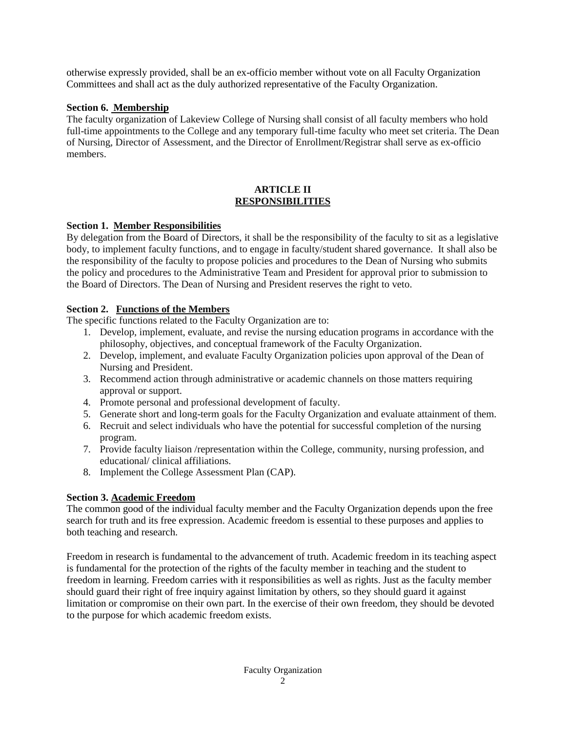otherwise expressly provided, shall be an ex-officio member without vote on all Faculty Organization Committees and shall act as the duly authorized representative of the Faculty Organization.

**Section 6. Membership**

The faculty organization of Lakeview College of Nursing shall consist of all faculty members who hold full-time appointments to the College and any temporary full-time faculty who meet set criteria. The Dean of Nursing, Director of Assessment, and the Director of Enrollment/Registrar shall serve as ex-officio members.

## ARTICLE II
## RESPONSIBILITIES

**Section 1. Member Responsibilities**

By delegation from the Board of Directors, it shall be the responsibility of the faculty to sit as a legislative body, to implement faculty functions, and to engage in faculty/student shared governance. It shall also be the responsibility of the faculty to propose policies and procedures to the Dean of Nursing who submits the policy and procedures to the Administrative Team and President for approval prior to submission to the Board of Directors. The Dean of Nursing and President reserves the right to veto.

**Section 2. Functions of the Members**

The specific functions related to the Faculty Organization are to:

1. Develop, implement, evaluate, and revise the nursing education programs in accordance with the philosophy, objectives, and conceptual framework of the Faculty Organization.
2. Develop, implement, and evaluate Faculty Organization policies upon approval of the Dean of Nursing and President.
3. Recommend action through administrative or academic channels on those matters requiring approval or support.
4. Promote personal and professional development of faculty.
5. Generate short and long-term goals for the Faculty Organization and evaluate attainment of them.
6. Recruit and select individuals who have the potential for successful completion of the nursing program.
7. Provide faculty liaison /representation within the College, community, nursing profession, and educational/ clinical affiliations.
8. Implement the College Assessment Plan (CAP).

**Section 3. Academic Freedom**

The common good of the individual faculty member and the Faculty Organization depends upon the free search for truth and its free expression. Academic freedom is essential to these purposes and applies to both teaching and research.

Freedom in research is fundamental to the advancement of truth. Academic freedom in its teaching aspect is fundamental for the protection of the rights of the faculty member in teaching and the student to freedom in learning. Freedom carries with it responsibilities as well as rights. Just as the faculty member should guard their right of free inquiry against limitation by others, so they should guard it against limitation or compromise on their own part. In the exercise of their own freedom, they should be devoted to the purpose for which academic freedom exists.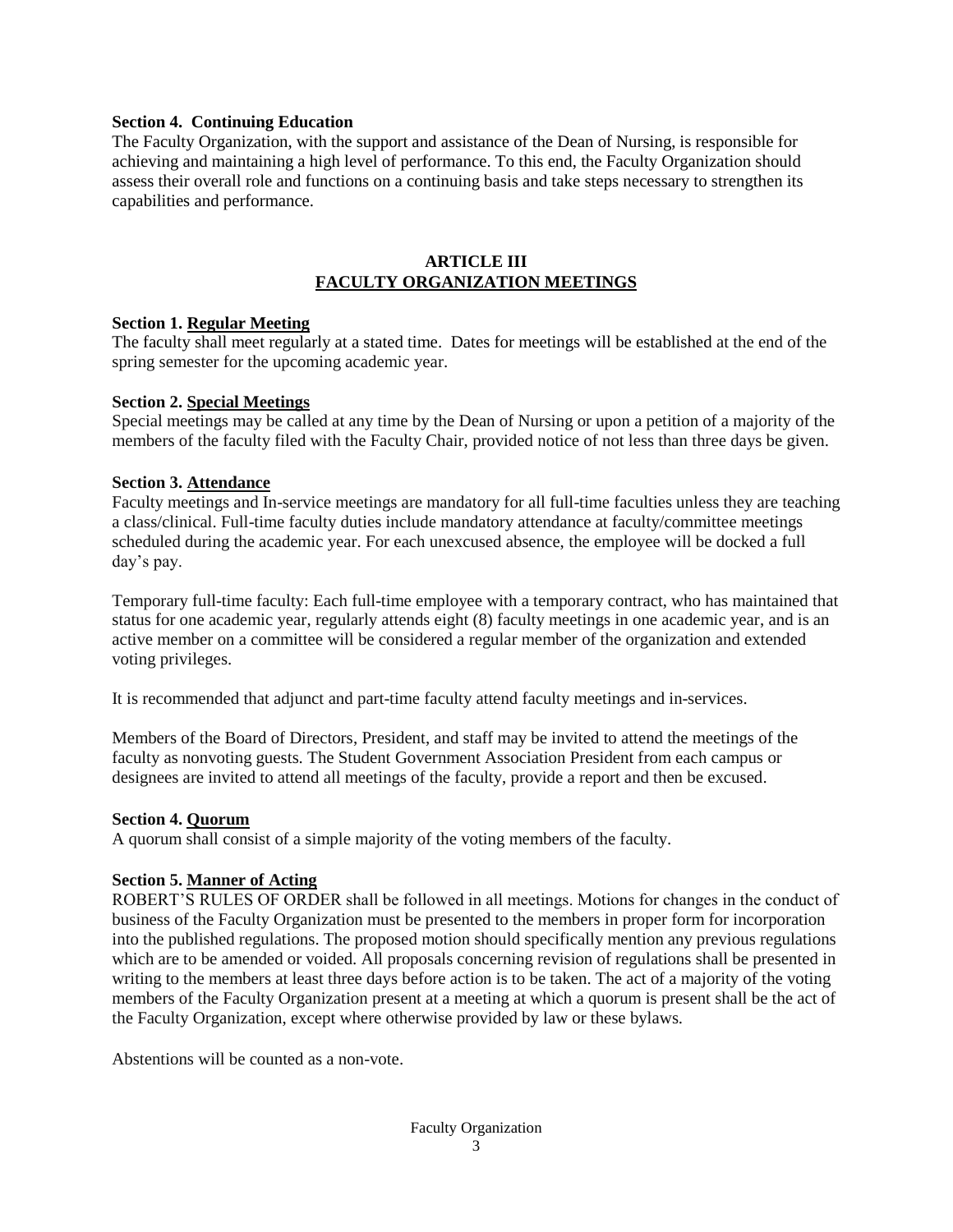**Section 4. Continuing Education**
The Faculty Organization, with the support and assistance of the Dean of Nursing, is responsible for achieving and maintaining a high level of performance. To this end, the Faculty Organization should assess their overall role and functions on a continuing basis and take steps necessary to strengthen its capabilities and performance.

## ARTICLE III
## FACULTY ORGANIZATION MEETINGS

**Section 1. Regular Meeting**
The faculty shall meet regularly at a stated time. Dates for meetings will be established at the end of the spring semester for the upcoming academic year.

**Section 2. Special Meetings**
Special meetings may be called at any time by the Dean of Nursing or upon a petition of a majority of the members of the faculty filed with the Faculty Chair, provided notice of not less than three days be given.

**Section 3. Attendance**
Faculty meetings and In-service meetings are mandatory for all full-time faculties unless they are teaching a class/clinical. Full-time faculty duties include mandatory attendance at faculty/committee meetings scheduled during the academic year. For each unexcused absence, the employee will be docked a full day's pay.

Temporary full-time faculty: Each full-time employee with a temporary contract, who has maintained that status for one academic year, regularly attends eight (8) faculty meetings in one academic year, and is an active member on a committee will be considered a regular member of the organization and extended voting privileges.

It is recommended that adjunct and part-time faculty attend faculty meetings and in-services.

Members of the Board of Directors, President, and staff may be invited to attend the meetings of the faculty as nonvoting guests. The Student Government Association President from each campus or designees are invited to attend all meetings of the faculty, provide a report and then be excused.

**Section 4. Quorum**
A quorum shall consist of a simple majority of the voting members of the faculty.

**Section 5. Manner of Acting**
ROBERT'S RULES OF ORDER shall be followed in all meetings. Motions for changes in the conduct of business of the Faculty Organization must be presented to the members in proper form for incorporation into the published regulations. The proposed motion should specifically mention any previous regulations which are to be amended or voided. All proposals concerning revision of regulations shall be presented in writing to the members at least three days before action is to be taken. The act of a majority of the voting members of the Faculty Organization present at a meeting at which a quorum is present shall be the act of the Faculty Organization, except where otherwise provided by law or these bylaws.

Abstentions will be counted as a non-vote.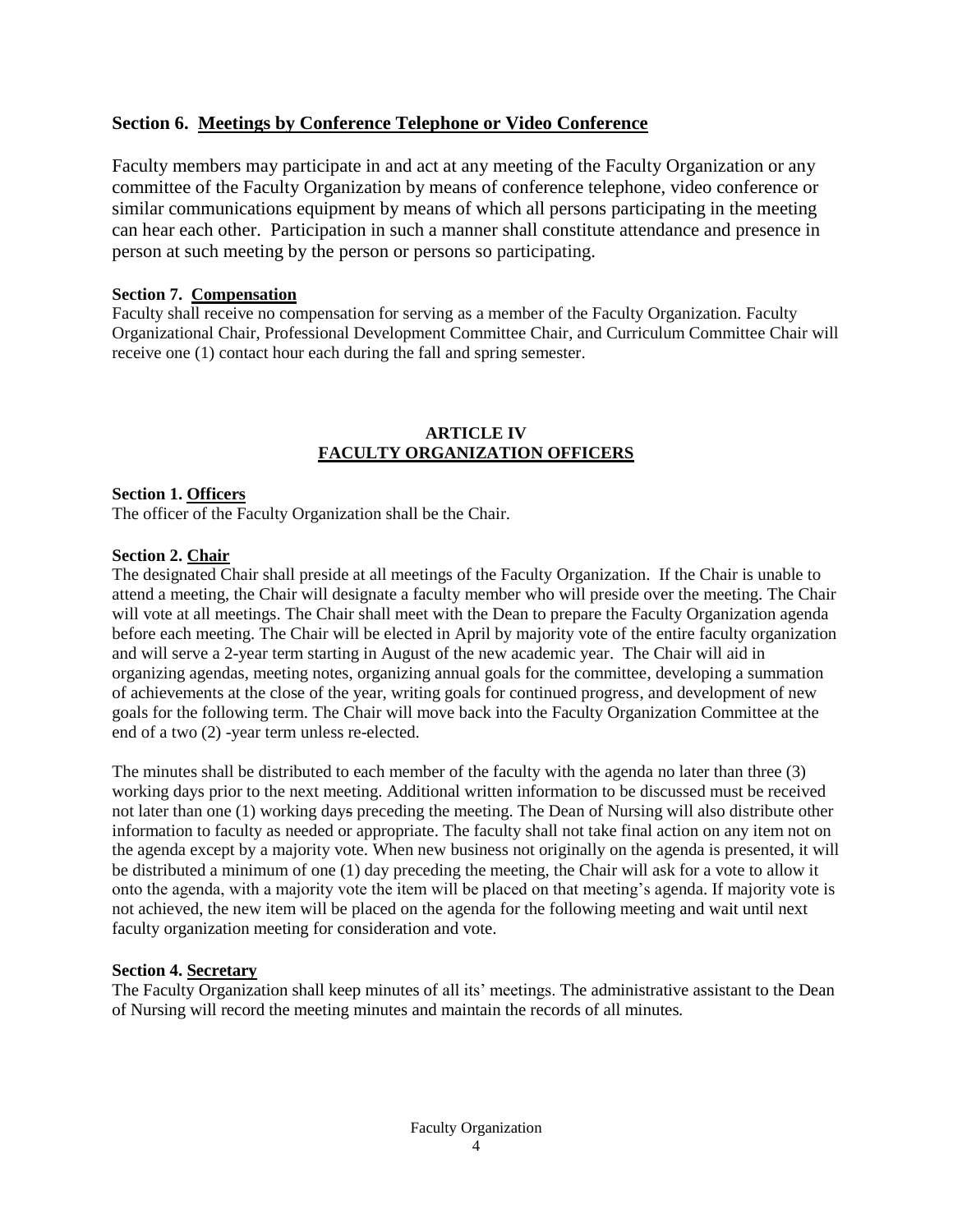### Section 6. Meetings by Conference Telephone or Video Conference

Faculty members may participate in and act at any meeting of the Faculty Organization or any committee of the Faculty Organization by means of conference telephone, video conference or similar communications equipment by means of which all persons participating in the meeting can hear each other. Participation in such a manner shall constitute attendance and presence in person at such meeting by the person or persons so participating.

**Section 7. Compensation**

Faculty shall receive no compensation for serving as a member of the Faculty Organization. Faculty Organizational Chair, Professional Development Committee Chair, and Curriculum Committee Chair will receive one (1) contact hour each during the fall and spring semester.

## ARTICLE IV
## FACULTY ORGANIZATION OFFICERS

**Section 1. Officers**

The officer of the Faculty Organization shall be the Chair.

**Section 2. Chair**

The designated Chair shall preside at all meetings of the Faculty Organization. If the Chair is unable to attend a meeting, the Chair will designate a faculty member who will preside over the meeting. The Chair will vote at all meetings. The Chair shall meet with the Dean to prepare the Faculty Organization agenda before each meeting. The Chair will be elected in April by majority vote of the entire faculty organization and will serve a 2-year term starting in August of the new academic year. The Chair will aid in organizing agendas, meeting notes, organizing annual goals for the committee, developing a summation of achievements at the close of the year, writing goals for continued progress, and development of new goals for the following term. The Chair will move back into the Faculty Organization Committee at the end of a two (2) -year term unless re-elected.

The minutes shall be distributed to each member of the faculty with the agenda no later than three (3) working days prior to the next meeting. Additional written information to be discussed must be received not later than one (1) working days preceding the meeting. The Dean of Nursing will also distribute other information to faculty as needed or appropriate. The faculty shall not take final action on any item not on the agenda except by a majority vote. When new business not originally on the agenda is presented, it will be distributed a minimum of one (1) day preceding the meeting, the Chair will ask for a vote to allow it onto the agenda, with a majority vote the item will be placed on that meeting's agenda. If majority vote is not achieved, the new item will be placed on the agenda for the following meeting and wait until next faculty organization meeting for consideration and vote.

**Section 4. Secretary**

The Faculty Organization shall keep minutes of all its' meetings. The administrative assistant to the Dean of Nursing will record the meeting minutes and maintain the records of all minutes.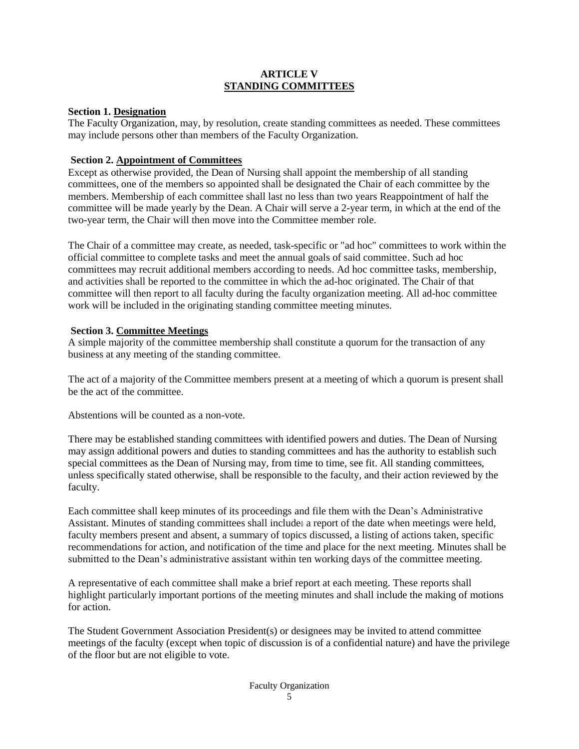## ARTICLE V
## STANDING COMMITTEES

**Section 1. Designation**

The Faculty Organization, may, by resolution, create standing committees as needed. These committees may include persons other than members of the Faculty Organization.

**Section 2. Appointment of Committees**

Except as otherwise provided, the Dean of Nursing shall appoint the membership of all standing committees, one of the members so appointed shall be designated the Chair of each committee by the members. Membership of each committee shall last no less than two years Reappointment of half the committee will be made yearly by the Dean. A Chair will serve a 2-year term, in which at the end of the two-year term, the Chair will then move into the Committee member role.

The Chair of a committee may create, as needed, task-specific or "ad hoc" committees to work within the official committee to complete tasks and meet the annual goals of said committee. Such ad hoc committees may recruit additional members according to needs. Ad hoc committee tasks, membership, and activities shall be reported to the committee in which the ad-hoc originated. The Chair of that committee will then report to all faculty during the faculty organization meeting. All ad-hoc committee work will be included in the originating standing committee meeting minutes.

**Section 3. Committee Meetings**

A simple majority of the committee membership shall constitute a quorum for the transaction of any business at any meeting of the standing committee.

The act of a majority of the Committee members present at a meeting of which a quorum is present shall be the act of the committee.

Abstentions will be counted as a non-vote.

There may be established standing committees with identified powers and duties. The Dean of Nursing may assign additional powers and duties to standing committees and has the authority to establish such special committees as the Dean of Nursing may, from time to time, see fit. All standing committees, unless specifically stated otherwise, shall be responsible to the faculty, and their action reviewed by the faculty.

Each committee shall keep minutes of its proceedings and file them with the Dean's Administrative Assistant. Minutes of standing committees shall include: a report of the date when meetings were held, faculty members present and absent, a summary of topics discussed, a listing of actions taken, specific recommendations for action, and notification of the time and place for the next meeting. Minutes shall be submitted to the Dean's administrative assistant within ten working days of the committee meeting.

A representative of each committee shall make a brief report at each meeting. These reports shall highlight particularly important portions of the meeting minutes and shall include the making of motions for action.

The Student Government Association President(s) or designees may be invited to attend committee meetings of the faculty (except when topic of discussion is of a confidential nature) and have the privilege of the floor but are not eligible to vote.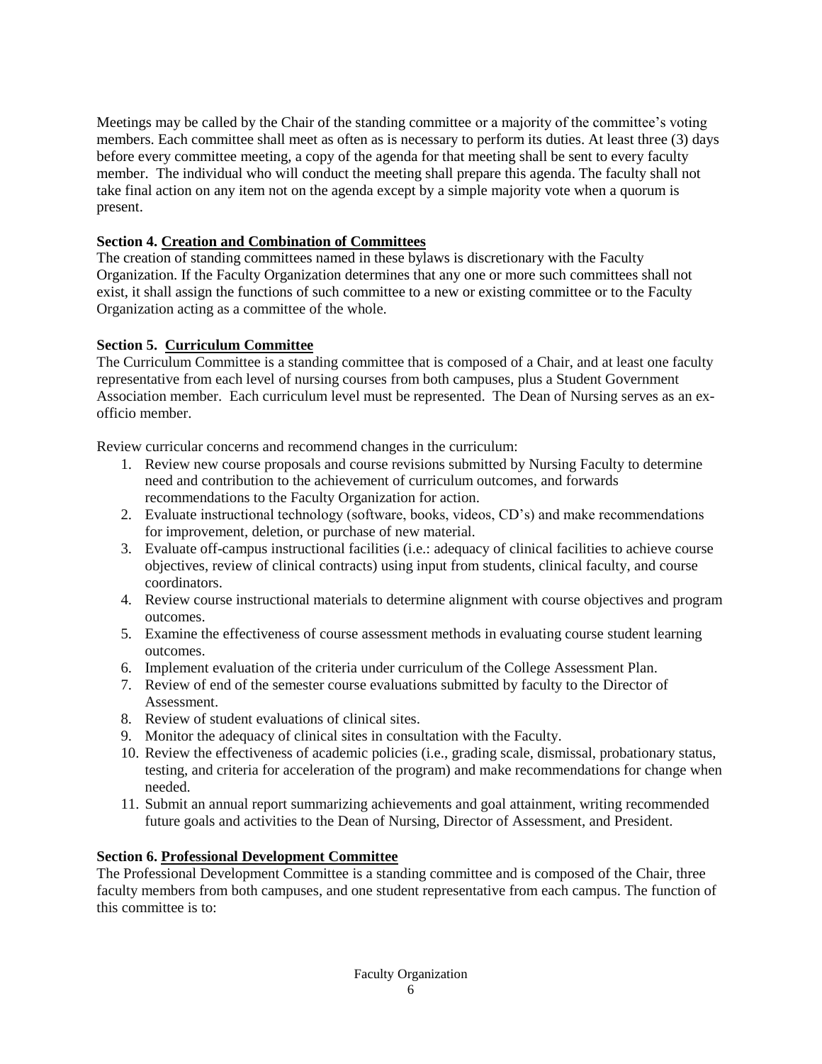Meetings may be called by the Chair of the standing committee or a majority of the committee's voting members. Each committee shall meet as often as is necessary to perform its duties. At least three (3) days before every committee meeting, a copy of the agenda for that meeting shall be sent to every faculty member. The individual who will conduct the meeting shall prepare this agenda. The faculty shall not take final action on any item not on the agenda except by a simple majority vote when a quorum is present.

**Section 4. Creation and Combination of Committees**

The creation of standing committees named in these bylaws is discretionary with the Faculty Organization. If the Faculty Organization determines that any one or more such committees shall not exist, it shall assign the functions of such committee to a new or existing committee or to the Faculty Organization acting as a committee of the whole.

**Section 5. Curriculum Committee**

The Curriculum Committee is a standing committee that is composed of a Chair, and at least one faculty representative from each level of nursing courses from both campuses, plus a Student Government Association member. Each curriculum level must be represented. The Dean of Nursing serves as an ex-officio member.

Review curricular concerns and recommend changes in the curriculum:

1. Review new course proposals and course revisions submitted by Nursing Faculty to determine need and contribution to the achievement of curriculum outcomes, and forwards recommendations to the Faculty Organization for action.
2. Evaluate instructional technology (software, books, videos, CD's) and make recommendations for improvement, deletion, or purchase of new material.
3. Evaluate off-campus instructional facilities (i.e.: adequacy of clinical facilities to achieve course objectives, review of clinical contracts) using input from students, clinical faculty, and course coordinators.
4. Review course instructional materials to determine alignment with course objectives and program outcomes.
5. Examine the effectiveness of course assessment methods in evaluating course student learning outcomes.
6. Implement evaluation of the criteria under curriculum of the College Assessment Plan.
7. Review of end of the semester course evaluations submitted by faculty to the Director of Assessment.
8. Review of student evaluations of clinical sites.
9. Monitor the adequacy of clinical sites in consultation with the Faculty.
10. Review the effectiveness of academic policies (i.e., grading scale, dismissal, probationary status, testing, and criteria for acceleration of the program) and make recommendations for change when needed.
11. Submit an annual report summarizing achievements and goal attainment, writing recommended future goals and activities to the Dean of Nursing, Director of Assessment, and President.

**Section 6. Professional Development Committee**

The Professional Development Committee is a standing committee and is composed of the Chair, three faculty members from both campuses, and one student representative from each campus. The function of this committee is to: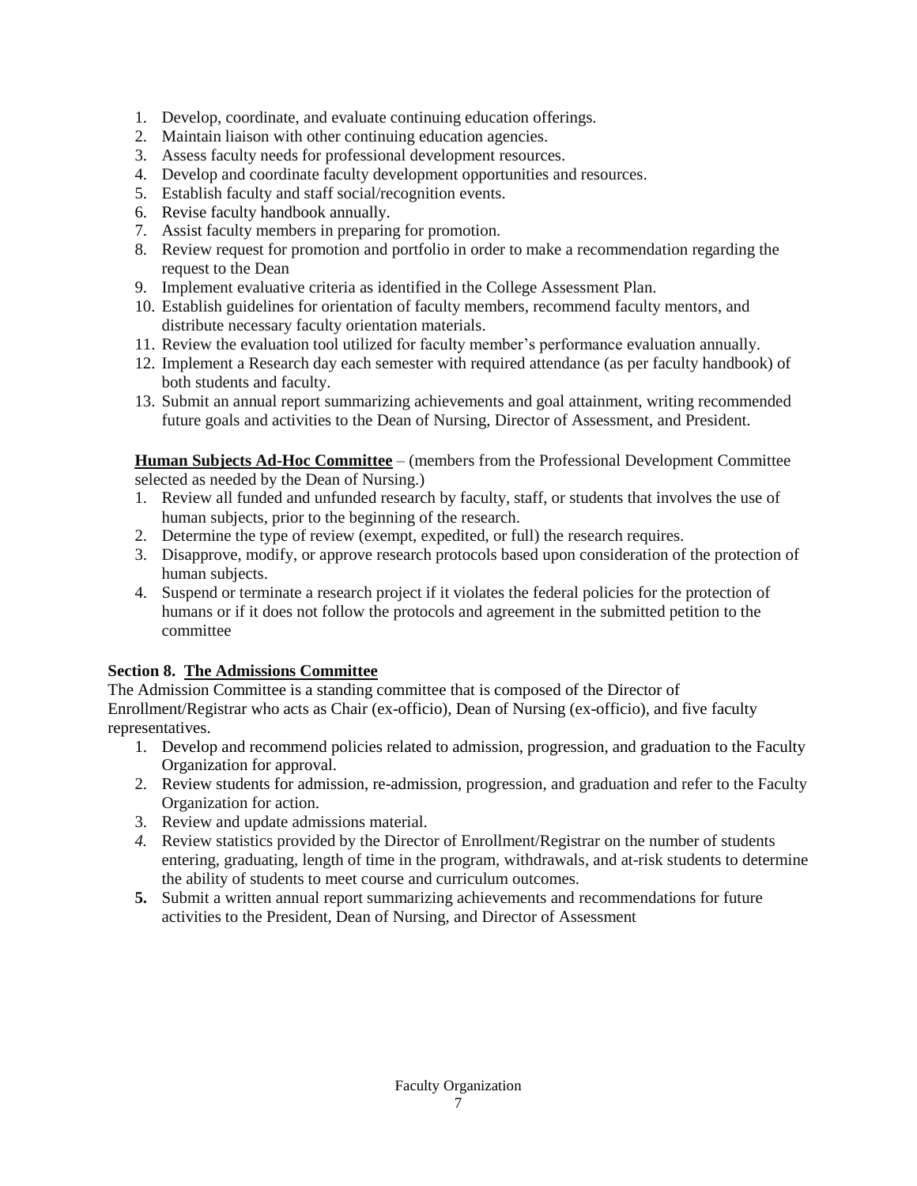1. Develop, coordinate, and evaluate continuing education offerings.
2. Maintain liaison with other continuing education agencies.
3. Assess faculty needs for professional development resources.
4. Develop and coordinate faculty development opportunities and resources.
5. Establish faculty and staff social/recognition events.
6. Revise faculty handbook annually.
7. Assist faculty members in preparing for promotion.
8. Review request for promotion and portfolio in order to make a recommendation regarding the request to the Dean
9. Implement evaluative criteria as identified in the College Assessment Plan.
10. Establish guidelines for orientation of faculty members, recommend faculty mentors, and distribute necessary faculty orientation materials.
11. Review the evaluation tool utilized for faculty member's performance evaluation annually.
12. Implement a Research day each semester with required attendance (as per faculty handbook) of both students and faculty.
13. Submit an annual report summarizing achievements and goal attainment, writing recommended future goals and activities to the Dean of Nursing, Director of Assessment, and President.

**Human Subjects Ad-Hoc Committee** – (members from the Professional Development Committee selected as needed by the Dean of Nursing.)

1. Review all funded and unfunded research by faculty, staff, or students that involves the use of human subjects, prior to the beginning of the research.
2. Determine the type of review (exempt, expedited, or full) the research requires.
3. Disapprove, modify, or approve research protocols based upon consideration of the protection of human subjects.
4. Suspend or terminate a research project if it violates the federal policies for the protection of humans or if it does not follow the protocols and agreement in the submitted petition to the committee

### Section 8. The Admissions Committee

The Admission Committee is a standing committee that is composed of the Director of Enrollment/Registrar who acts as Chair (ex-officio), Dean of Nursing (ex-officio), and five faculty representatives.

1. Develop and recommend policies related to admission, progression, and graduation to the Faculty Organization for approval.
2. Review students for admission, re-admission, progression, and graduation and refer to the Faculty Organization for action.
3. Review and update admissions material.
4. Review statistics provided by the Director of Enrollment/Registrar on the number of students entering, graduating, length of time in the program, withdrawals, and at-risk students to determine the ability of students to meet course and curriculum outcomes.
5. Submit a written annual report summarizing achievements and recommendations for future activities to the President, Dean of Nursing, and Director of Assessment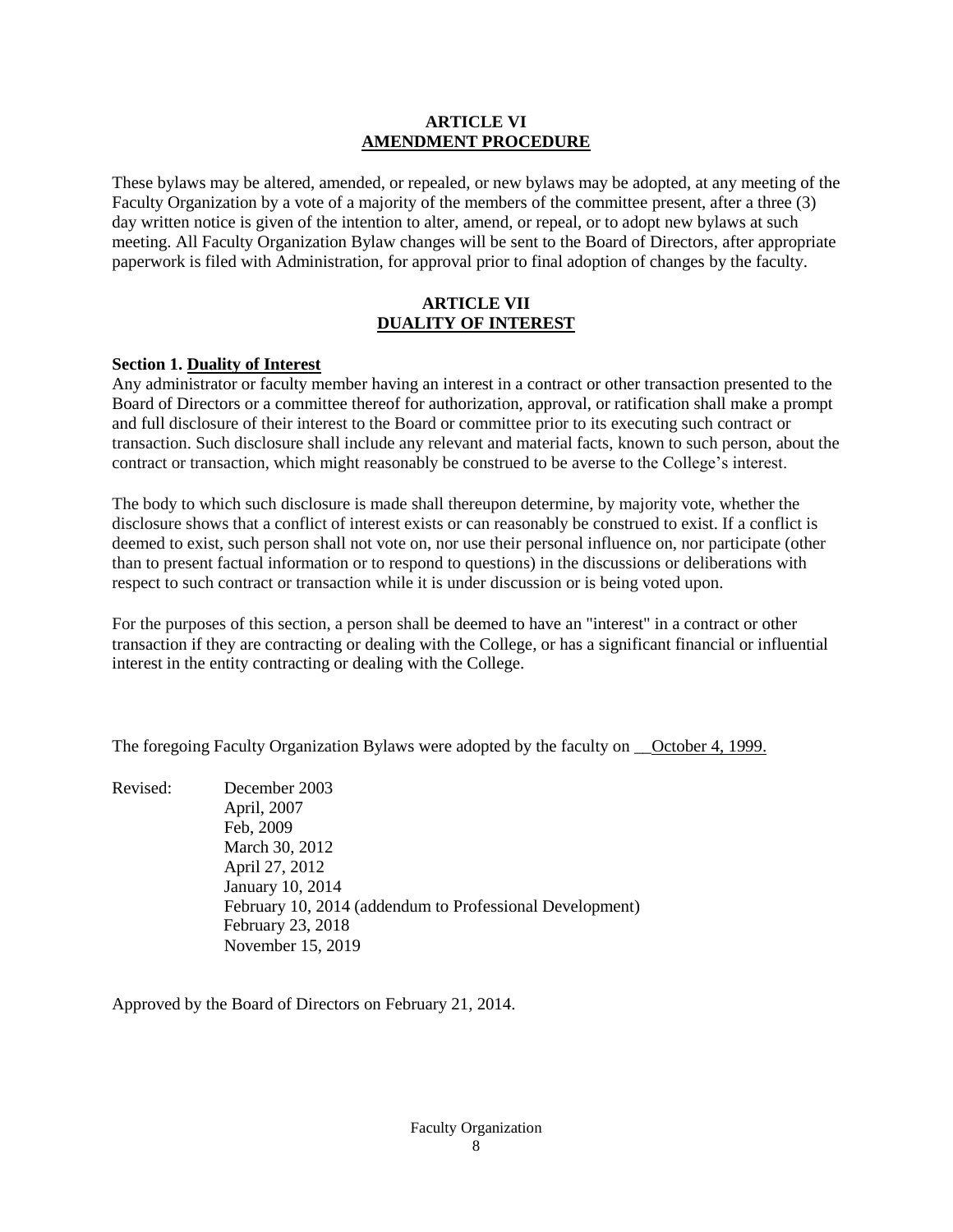## ARTICLE VI
## AMENDMENT PROCEDURE

These bylaws may be altered, amended, or repealed, or new bylaws may be adopted, at any meeting of the Faculty Organization by a vote of a majority of the members of the committee present, after a three (3) day written notice is given of the intention to alter, amend, or repeal, or to adopt new bylaws at such meeting. All Faculty Organization Bylaw changes will be sent to the Board of Directors, after appropriate paperwork is filed with Administration, for approval prior to final adoption of changes by the faculty.

## ARTICLE VII
## DUALITY OF INTEREST

**Section 1. Duality of Interest**

Any administrator or faculty member having an interest in a contract or other transaction presented to the Board of Directors or a committee thereof for authorization, approval, or ratification shall make a prompt and full disclosure of their interest to the Board or committee prior to its executing such contract or transaction. Such disclosure shall include any relevant and material facts, known to such person, about the contract or transaction, which might reasonably be construed to be averse to the College's interest.

The body to which such disclosure is made shall thereupon determine, by majority vote, whether the disclosure shows that a conflict of interest exists or can reasonably be construed to exist. If a conflict is deemed to exist, such person shall not vote on, nor use their personal influence on, nor participate (other than to present factual information or to respond to questions) in the discussions or deliberations with respect to such contract or transaction while it is under discussion or is being voted upon.

For the purposes of this section, a person shall be deemed to have an "interest" in a contract or other transaction if they are contracting or dealing with the College, or has a significant financial or influential interest in the entity contracting or dealing with the College.

The foregoing Faculty Organization Bylaws were adopted by the faculty on __October 4, 1999.

Revised:
- December 2003
- April, 2007
- Feb, 2009
- March 30, 2012
- April 27, 2012
- January 10, 2014
- February 10, 2014 (addendum to Professional Development)
- February 23, 2018
- November 15, 2019

Approved by the Board of Directors on February 21, 2014.